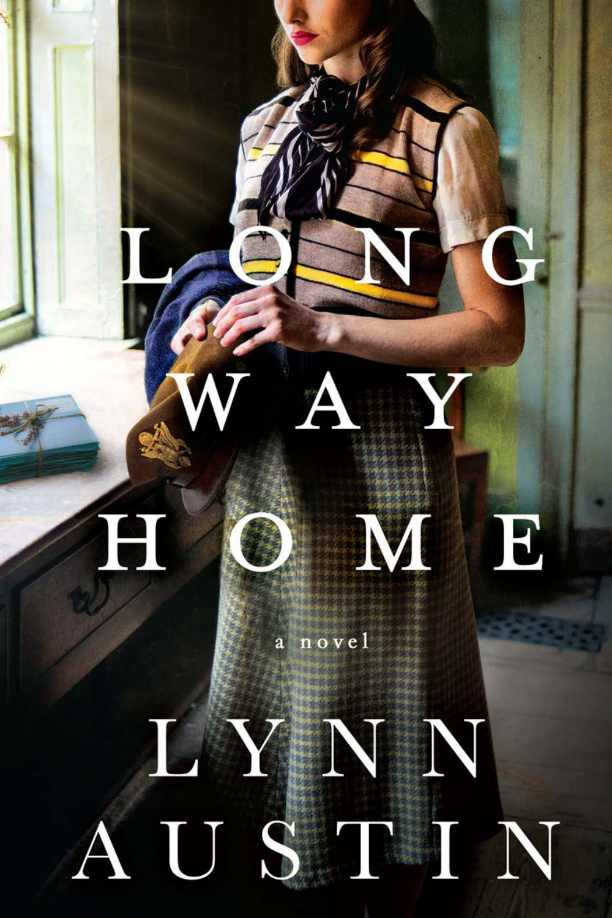# LONG WAY HOME

a novel

LYNN AUSTIN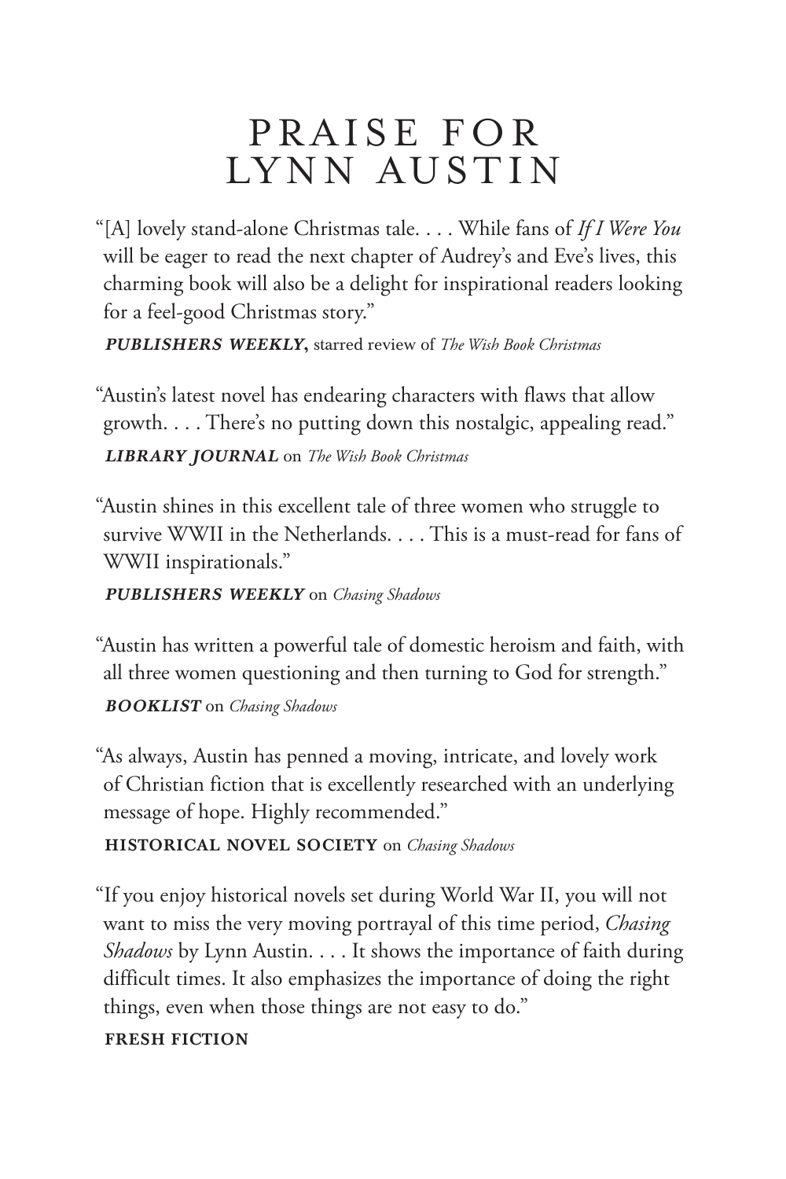# PRAISE FOR LYNN AUSTIN

"[A] lovely stand-alone Christmas tale. . . . While fans of *If I Were You* will be eager to read the next chapter of Audrey's and Eve's lives, this charming book will also be a delight for inspirational readers looking for a feel-good Christmas story."

***PUBLISHERS WEEKLY*,** starred review of *The Wish Book Christmas*

"Austin's latest novel has endearing characters with flaws that allow growth. . . . There's no putting down this nostalgic, appealing read."

***LIBRARY JOURNAL*** on *The Wish Book Christmas*

"Austin shines in this excellent tale of three women who struggle to survive WWII in the Netherlands. . . . This is a must-read for fans of WWII inspirationals."

***PUBLISHERS WEEKLY*** on *Chasing Shadows*

"Austin has written a powerful tale of domestic heroism and faith, with all three women questioning and then turning to God for strength."

***BOOKLIST*** on *Chasing Shadows*

"As always, Austin has penned a moving, intricate, and lovely work of Christian fiction that is excellently researched with an underlying message of hope. Highly recommended."

**HISTORICAL NOVEL SOCIETY** on *Chasing Shadows*

"If you enjoy historical novels set during World War II, you will not want to miss the very moving portrayal of this time period, *Chasing Shadows* by Lynn Austin. . . . It shows the importance of faith during difficult times. It also emphasizes the importance of doing the right things, even when those things are not easy to do."

**FRESH FICTION**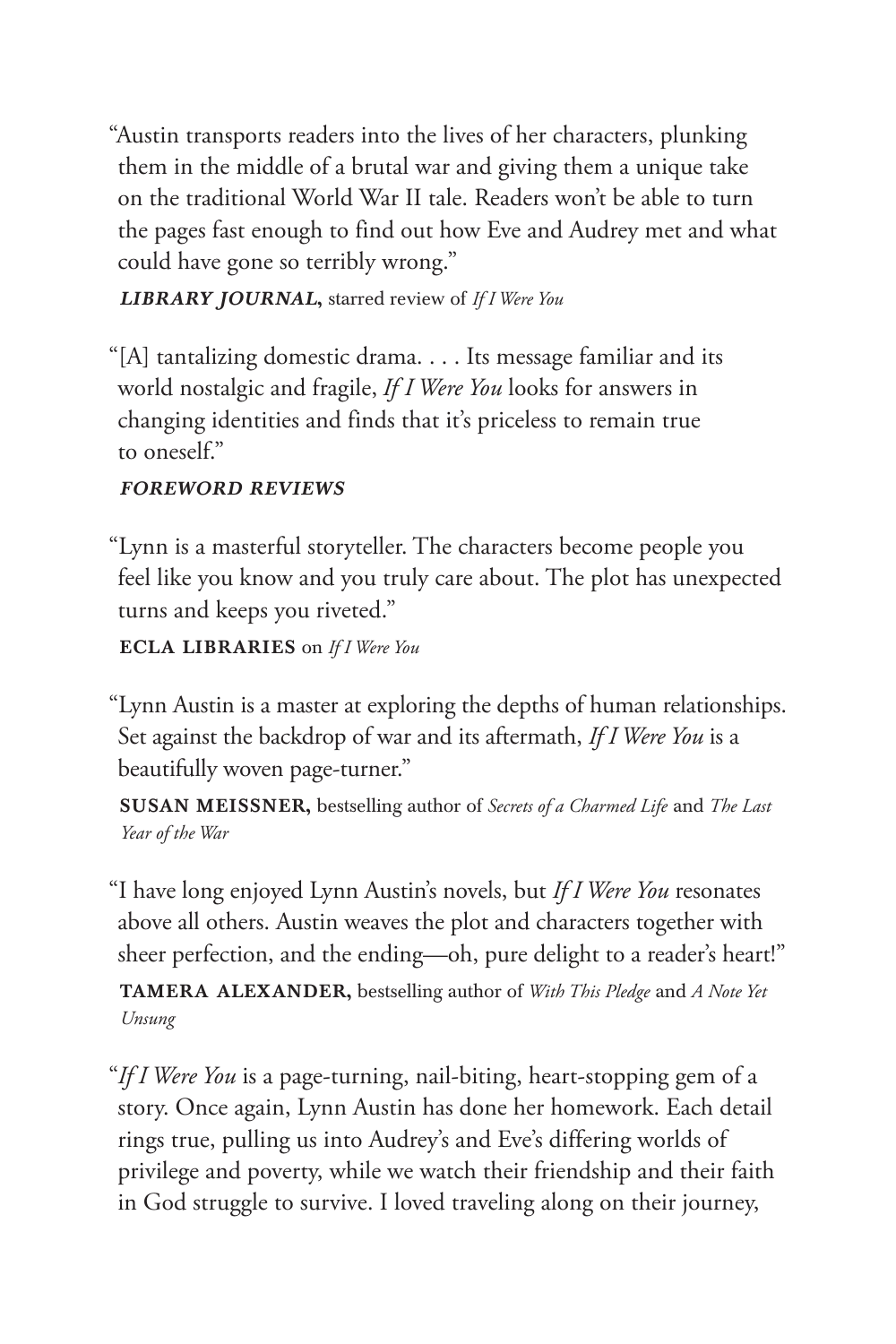"Austin transports readers into the lives of her characters, plunking them in the middle of a brutal war and giving them a unique take on the traditional World War II tale. Readers won't be able to turn the pages fast enough to find out how Eve and Audrey met and what could have gone so terribly wrong."

***LIBRARY JOURNAL,*** starred review of *If I Were You*

"[A] tantalizing domestic drama. . . . Its message familiar and its world nostalgic and fragile, *If I Were You* looks for answers in changing identities and finds that it's priceless to remain true to oneself."

***FOREWORD REVIEWS***

"Lynn is a masterful storyteller. The characters become people you feel like you know and you truly care about. The plot has unexpected turns and keeps you riveted."

**ECLA LIBRARIES** on *If I Were You*

"Lynn Austin is a master at exploring the depths of human relationships. Set against the backdrop of war and its aftermath, *If I Were You* is a beautifully woven page-turner."

**SUSAN MEISSNER,** bestselling author of *Secrets of a Charmed Life* and *The Last Year of the War*

"I have long enjoyed Lynn Austin's novels, but *If I Were You* resonates above all others. Austin weaves the plot and characters together with sheer perfection, and the ending—oh, pure delight to a reader's heart!"

**TAMERA ALEXANDER,** bestselling author of *With This Pledge* and *A Note Yet Unsung*

"*If I Were You* is a page-turning, nail-biting, heart-stopping gem of a story. Once again, Lynn Austin has done her homework. Each detail rings true, pulling us into Audrey's and Eve's differing worlds of privilege and poverty, while we watch their friendship and their faith in God struggle to survive. I loved traveling along on their journey,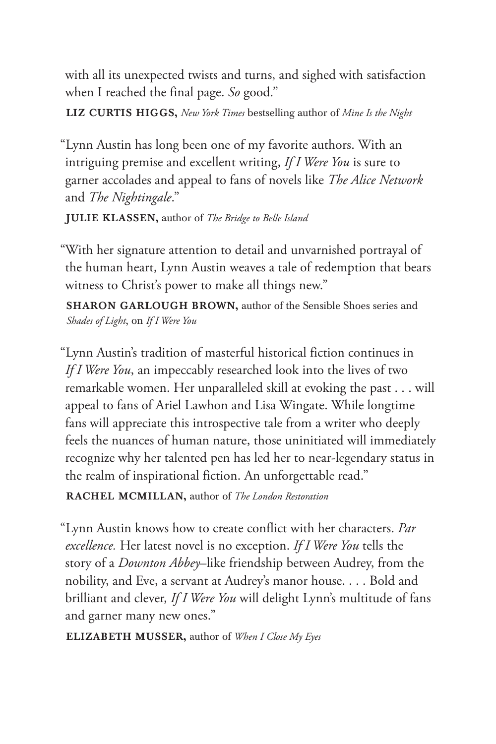with all its unexpected twists and turns, and sighed with satisfaction when I reached the final page. *So* good."

**LIZ CURTIS HIGGS,** *New York Times* bestselling author of *Mine Is the Night*

"Lynn Austin has long been one of my favorite authors. With an intriguing premise and excellent writing, *If I Were You* is sure to garner accolades and appeal to fans of novels like *The Alice Network* and *The Nightingale*."

**JULIE KLASSEN,** author of *The Bridge to Belle Island*

"With her signature attention to detail and unvarnished portrayal of the human heart, Lynn Austin weaves a tale of redemption that bears witness to Christ's power to make all things new."

**SHARON GARLOUGH BROWN,** author of the Sensible Shoes series and *Shades of Light*, on *If I Were You*

"Lynn Austin's tradition of masterful historical fiction continues in *If I Were You*, an impeccably researched look into the lives of two remarkable women. Her unparalleled skill at evoking the past . . . will appeal to fans of Ariel Lawhon and Lisa Wingate. While longtime fans will appreciate this introspective tale from a writer who deeply feels the nuances of human nature, those uninitiated will immediately recognize why her talented pen has led her to near-legendary status in the realm of inspirational fiction. An unforgettable read."

**RACHEL MCMILLAN,** author of *The London Restoration*

"Lynn Austin knows how to create conflict with her characters. *Par excellence.* Her latest novel is no exception. *If I Were You* tells the story of a *Downton Abbey*–like friendship between Audrey, from the nobility, and Eve, a servant at Audrey's manor house. . . . Bold and brilliant and clever, *If I Were You* will delight Lynn's multitude of fans and garner many new ones."

**ELIZABETH MUSSER,** author of *When I Close My Eyes*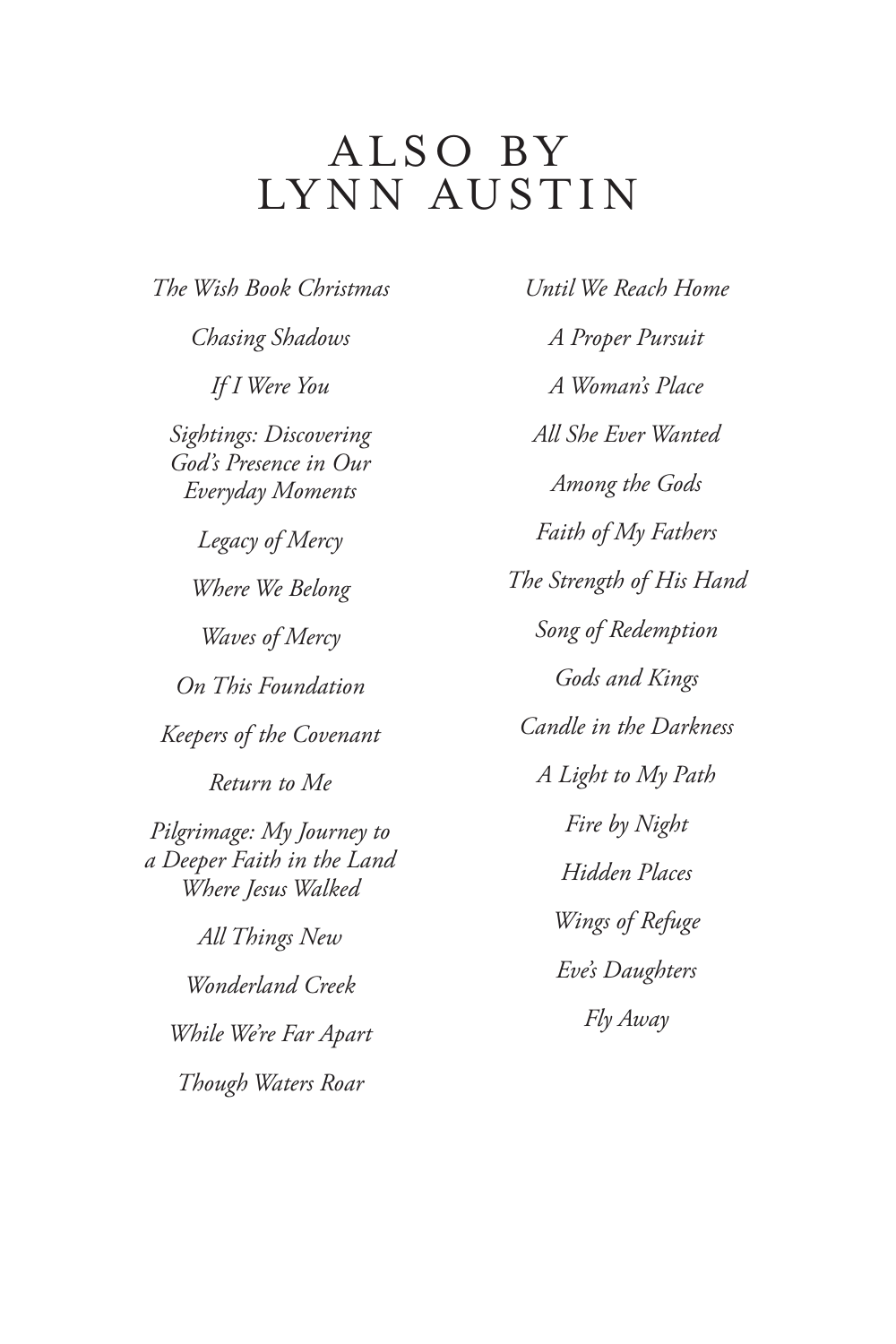# ALSO BY LYNN AUSTIN

*The Wish Book Christmas*

*Chasing Shadows*

*If I Were You*

*Sightings: Discovering God's Presence in Our Everyday Moments*

*Legacy of Mercy*

*Where We Belong*

*Waves of Mercy*

*On This Foundation*

*Keepers of the Covenant*

*Return to Me*

*Pilgrimage: My Journey to a Deeper Faith in the Land Where Jesus Walked*

*All Things New*

*Wonderland Creek*

*While We're Far Apart*

*Though Waters Roar*

*Until We Reach Home*

*A Proper Pursuit*

*A Woman's Place*

*All She Ever Wanted*

*Among the Gods*

*Faith of My Fathers*

*The Strength of His Hand*

*Song of Redemption*

*Gods and Kings*

*Candle in the Darkness*

*A Light to My Path*

*Fire by Night*

*Hidden Places*

*Wings of Refuge*

*Eve's Daughters*

*Fly Away*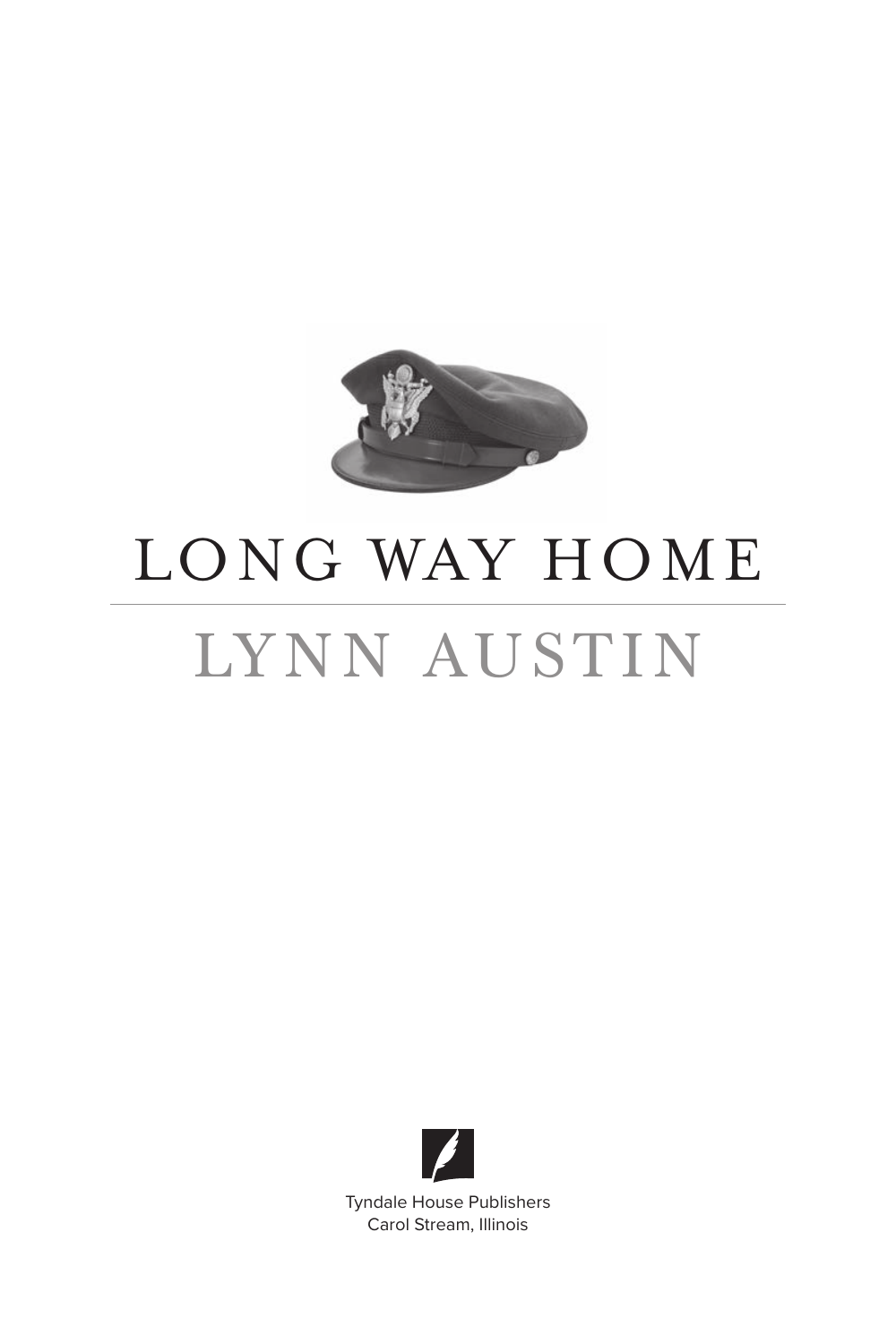# LONG WAY HOME

## LYNN AUSTIN

Tyndale House Publishers
Carol Stream, Illinois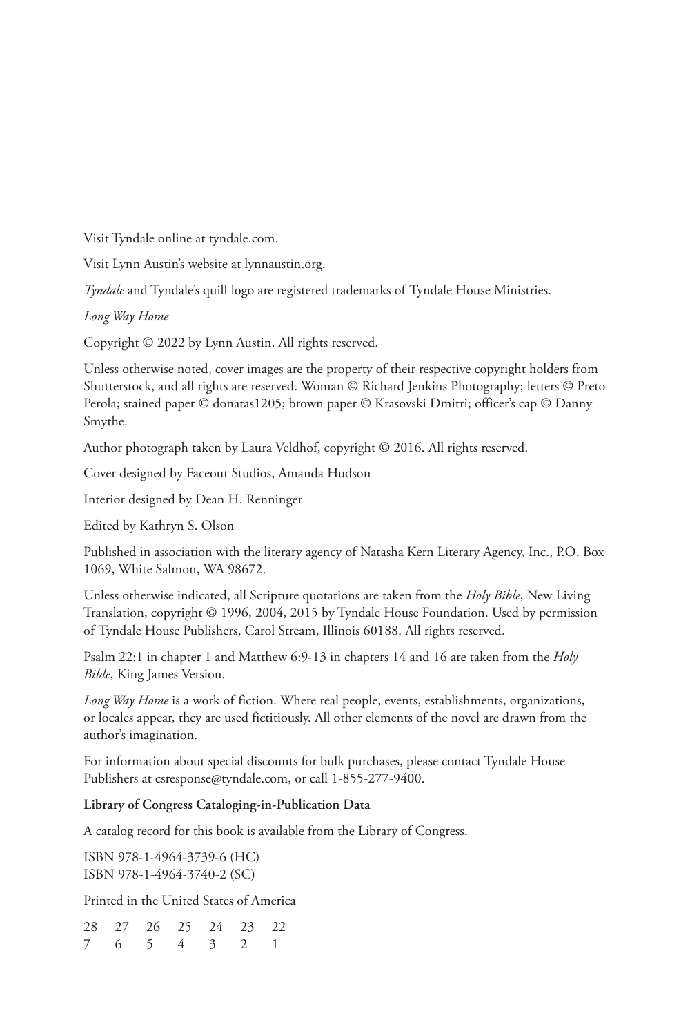Visit Tyndale online at tyndale.com.

Visit Lynn Austin's website at lynnaustin.org.

*Tyndale* and Tyndale's quill logo are registered trademarks of Tyndale House Ministries.

*Long Way Home*

Copyright © 2022 by Lynn Austin. All rights reserved.

Unless otherwise noted, cover images are the property of their respective copyright holders from Shutterstock, and all rights are reserved. Woman © Richard Jenkins Photography; letters © Preto Perola; stained paper © donatas1205; brown paper © Krasovski Dmitri; officer's cap © Danny Smythe.

Author photograph taken by Laura Veldhof, copyright © 2016. All rights reserved.

Cover designed by Faceout Studios, Amanda Hudson

Interior designed by Dean H. Renninger

Edited by Kathryn S. Olson

Published in association with the literary agency of Natasha Kern Literary Agency, Inc., P.O. Box 1069, White Salmon, WA 98672.

Unless otherwise indicated, all Scripture quotations are taken from the *Holy Bible*, New Living Translation, copyright © 1996, 2004, 2015 by Tyndale House Foundation. Used by permission of Tyndale House Publishers, Carol Stream, Illinois 60188. All rights reserved.

Psalm 22:1 in chapter 1 and Matthew 6:9-13 in chapters 14 and 16 are taken from the *Holy Bible*, King James Version.

*Long Way Home* is a work of fiction. Where real people, events, establishments, organizations, or locales appear, they are used fictitiously. All other elements of the novel are drawn from the author's imagination.

For information about special discounts for bulk purchases, please contact Tyndale House Publishers at csresponse@tyndale.com, or call 1-855-277-9400.

**Library of Congress Cataloging-in-Publication Data**

A catalog record for this book is available from the Library of Congress.

ISBN 978-1-4964-3739-6 (HC)
ISBN 978-1-4964-3740-2 (SC)

Printed in the United States of America

28 27 26 25 24 23 22
7 6 5 4 3 2 1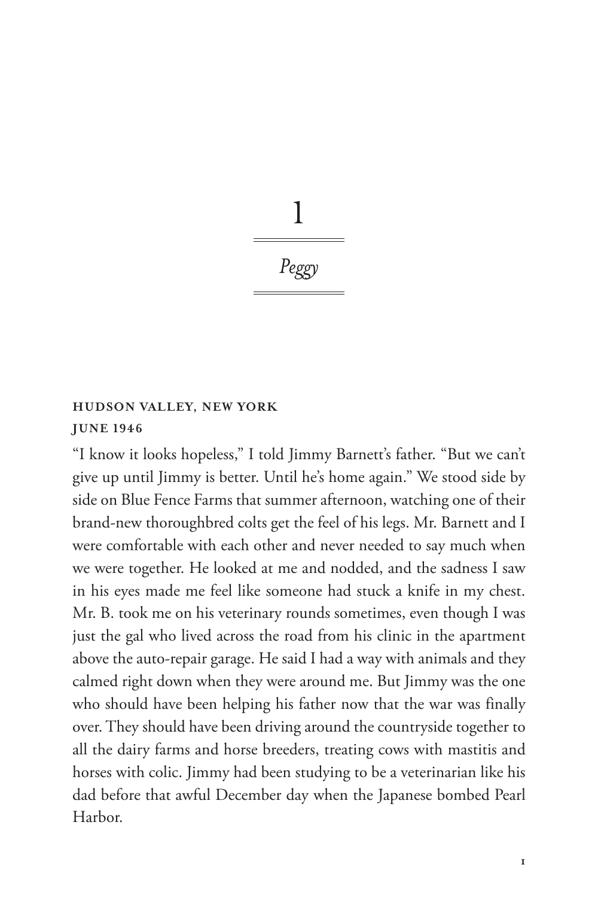# 1

## *Peggy*

**HUDSON VALLEY, NEW YORK**
**JUNE 1946**

"I know it looks hopeless," I told Jimmy Barnett's father. "But we can't give up until Jimmy is better. Until he's home again." We stood side by side on Blue Fence Farms that summer afternoon, watching one of their brand-new thoroughbred colts get the feel of his legs. Mr. Barnett and I were comfortable with each other and never needed to say much when we were together. He looked at me and nodded, and the sadness I saw in his eyes made me feel like someone had stuck a knife in my chest. Mr. B. took me on his veterinary rounds sometimes, even though I was just the gal who lived across the road from his clinic in the apartment above the auto-repair garage. He said I had a way with animals and they calmed right down when they were around me. But Jimmy was the one who should have been helping his father now that the war was finally over. They should have been driving around the countryside together to all the dairy farms and horse breeders, treating cows with mastitis and horses with colic. Jimmy had been studying to be a veterinarian like his dad before that awful December day when the Japanese bombed Pearl Harbor.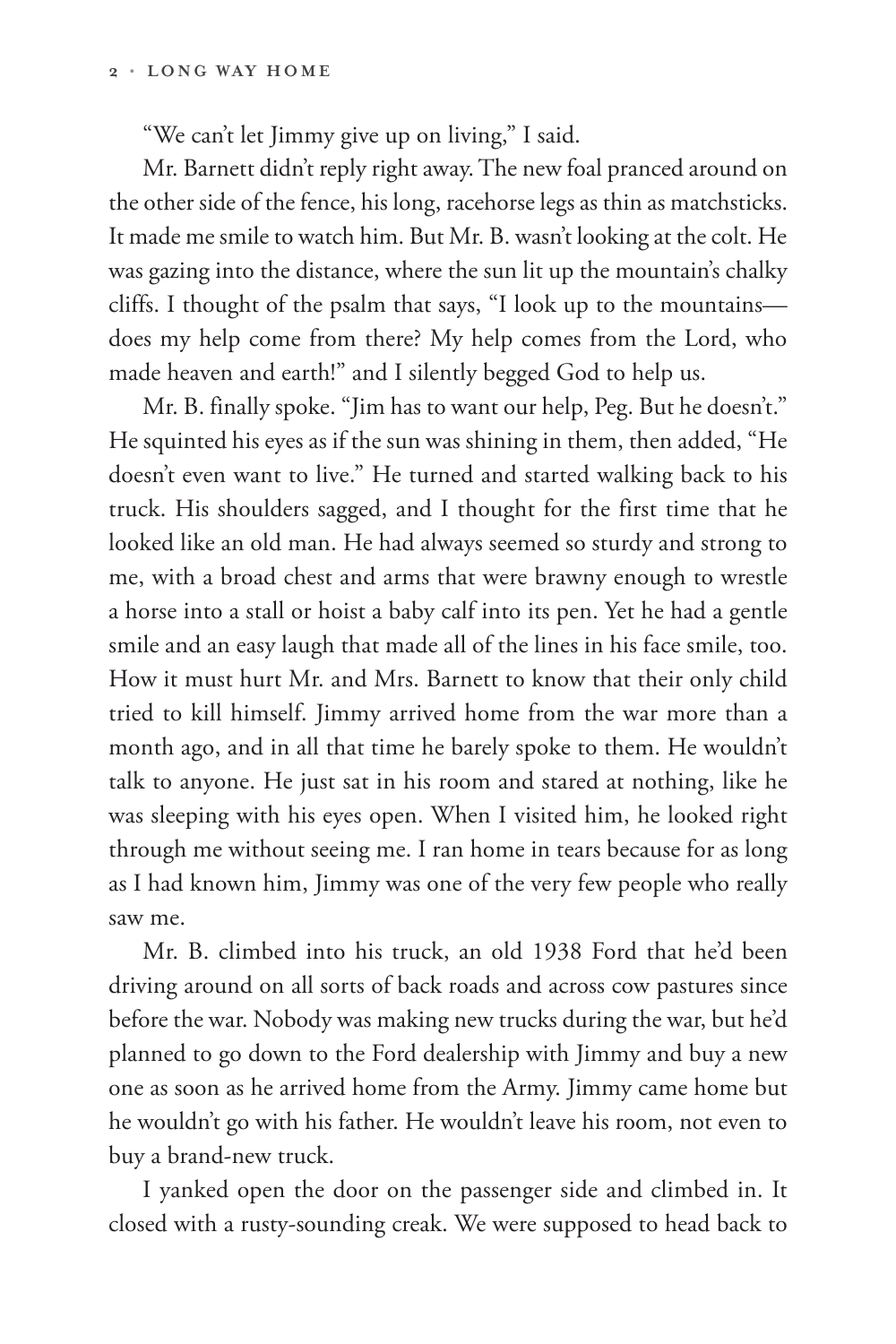"We can't let Jimmy give up on living," I said.

Mr. Barnett didn't reply right away. The new foal pranced around on the other side of the fence, his long, racehorse legs as thin as matchsticks. It made me smile to watch him. But Mr. B. wasn't looking at the colt. He was gazing into the distance, where the sun lit up the mountain's chalky cliffs. I thought of the psalm that says, "I look up to the mountains—does my help come from there? My help comes from the Lord, who made heaven and earth!" and I silently begged God to help us.

Mr. B. finally spoke. "Jim has to want our help, Peg. But he doesn't." He squinted his eyes as if the sun was shining in them, then added, "He doesn't even want to live." He turned and started walking back to his truck. His shoulders sagged, and I thought for the first time that he looked like an old man. He had always seemed so sturdy and strong to me, with a broad chest and arms that were brawny enough to wrestle a horse into a stall or hoist a baby calf into its pen. Yet he had a gentle smile and an easy laugh that made all of the lines in his face smile, too. How it must hurt Mr. and Mrs. Barnett to know that their only child tried to kill himself. Jimmy arrived home from the war more than a month ago, and in all that time he barely spoke to them. He wouldn't talk to anyone. He just sat in his room and stared at nothing, like he was sleeping with his eyes open. When I visited him, he looked right through me without seeing me. I ran home in tears because for as long as I had known him, Jimmy was one of the very few people who really saw me.

Mr. B. climbed into his truck, an old 1938 Ford that he'd been driving around on all sorts of back roads and across cow pastures since before the war. Nobody was making new trucks during the war, but he'd planned to go down to the Ford dealership with Jimmy and buy a new one as soon as he arrived home from the Army. Jimmy came home but he wouldn't go with his father. He wouldn't leave his room, not even to buy a brand-new truck.

I yanked open the door on the passenger side and climbed in. It closed with a rusty-sounding creak. We were supposed to head back to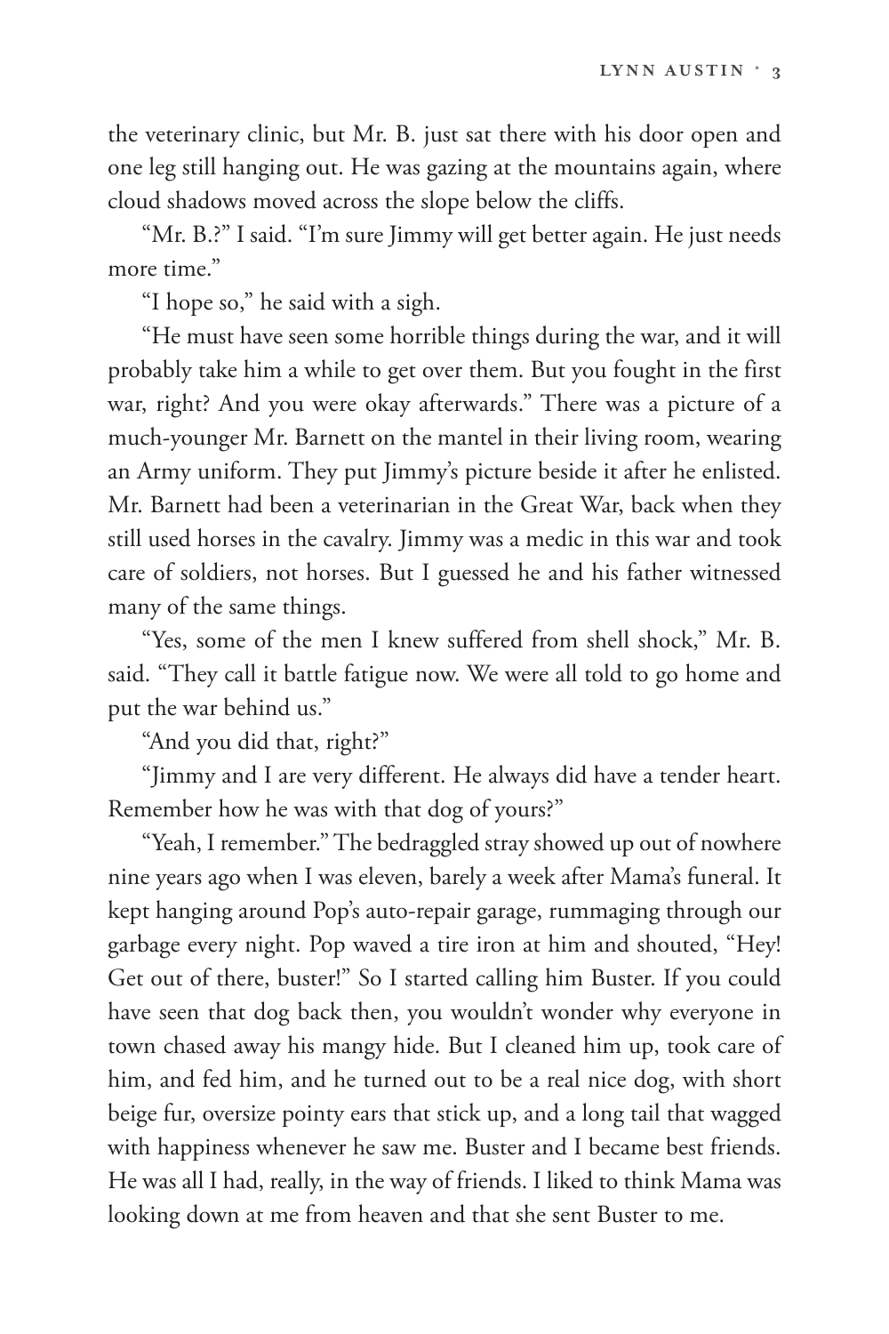the veterinary clinic, but Mr. B. just sat there with his door open and one leg still hanging out. He was gazing at the mountains again, where cloud shadows moved across the slope below the cliffs.

"Mr. B.?" I said. "I'm sure Jimmy will get better again. He just needs more time."

"I hope so," he said with a sigh.

"He must have seen some horrible things during the war, and it will probably take him a while to get over them. But you fought in the first war, right? And you were okay afterwards." There was a picture of a much-younger Mr. Barnett on the mantel in their living room, wearing an Army uniform. They put Jimmy's picture beside it after he enlisted. Mr. Barnett had been a veterinarian in the Great War, back when they still used horses in the cavalry. Jimmy was a medic in this war and took care of soldiers, not horses. But I guessed he and his father witnessed many of the same things.

"Yes, some of the men I knew suffered from shell shock," Mr. B. said. "They call it battle fatigue now. We were all told to go home and put the war behind us."

"And you did that, right?"

"Jimmy and I are very different. He always did have a tender heart. Remember how he was with that dog of yours?"

"Yeah, I remember." The bedraggled stray showed up out of nowhere nine years ago when I was eleven, barely a week after Mama's funeral. It kept hanging around Pop's auto-repair garage, rummaging through our garbage every night. Pop waved a tire iron at him and shouted, "Hey! Get out of there, buster!" So I started calling him Buster. If you could have seen that dog back then, you wouldn't wonder why everyone in town chased away his mangy hide. But I cleaned him up, took care of him, and fed him, and he turned out to be a real nice dog, with short beige fur, oversize pointy ears that stick up, and a long tail that wagged with happiness whenever he saw me. Buster and I became best friends. He was all I had, really, in the way of friends. I liked to think Mama was looking down at me from heaven and that she sent Buster to me.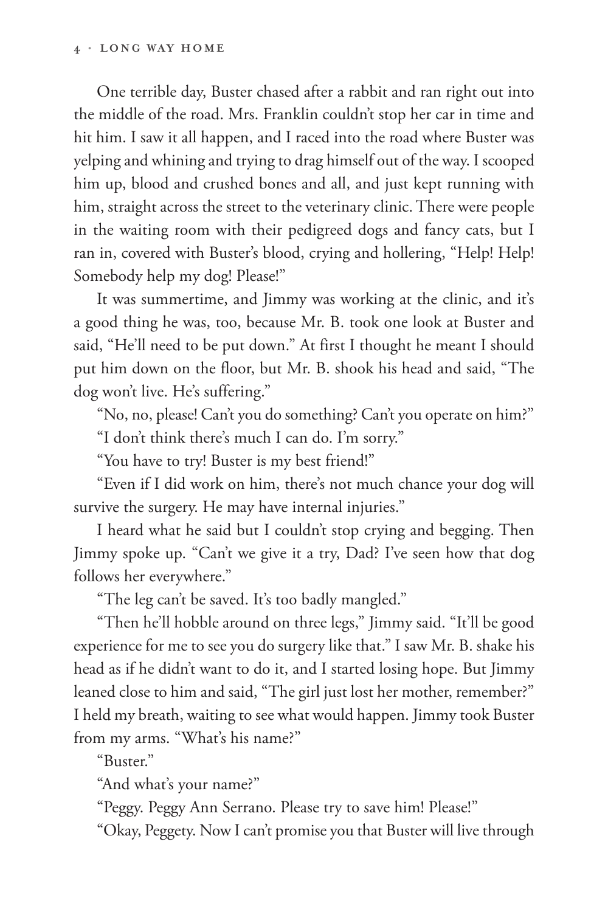One terrible day, Buster chased after a rabbit and ran right out into the middle of the road. Mrs. Franklin couldn't stop her car in time and hit him. I saw it all happen, and I raced into the road where Buster was yelping and whining and trying to drag himself out of the way. I scooped him up, blood and crushed bones and all, and just kept running with him, straight across the street to the veterinary clinic. There were people in the waiting room with their pedigreed dogs and fancy cats, but I ran in, covered with Buster's blood, crying and hollering, "Help! Help! Somebody help my dog! Please!"

It was summertime, and Jimmy was working at the clinic, and it's a good thing he was, too, because Mr. B. took one look at Buster and said, "He'll need to be put down." At first I thought he meant I should put him down on the floor, but Mr. B. shook his head and said, "The dog won't live. He's suffering."

"No, no, please! Can't you do something? Can't you operate on him?"

"I don't think there's much I can do. I'm sorry."

"You have to try! Buster is my best friend!"

"Even if I did work on him, there's not much chance your dog will survive the surgery. He may have internal injuries."

I heard what he said but I couldn't stop crying and begging. Then Jimmy spoke up. "Can't we give it a try, Dad? I've seen how that dog follows her everywhere."

"The leg can't be saved. It's too badly mangled."

"Then he'll hobble around on three legs," Jimmy said. "It'll be good experience for me to see you do surgery like that." I saw Mr. B. shake his head as if he didn't want to do it, and I started losing hope. But Jimmy leaned close to him and said, "The girl just lost her mother, remember?" I held my breath, waiting to see what would happen. Jimmy took Buster from my arms. "What's his name?"

"Buster."

"And what's your name?"

"Peggy. Peggy Ann Serrano. Please try to save him! Please!"

"Okay, Peggety. Now I can't promise you that Buster will live through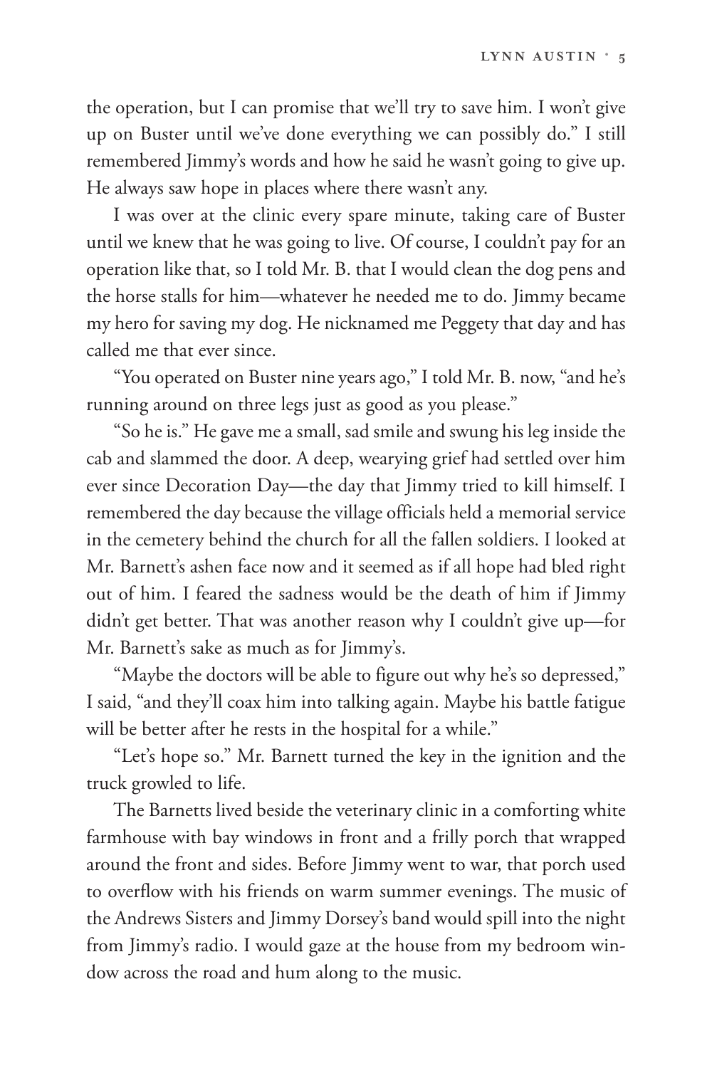the operation, but I can promise that we'll try to save him. I won't give up on Buster until we've done everything we can possibly do." I still remembered Jimmy's words and how he said he wasn't going to give up. He always saw hope in places where there wasn't any.

I was over at the clinic every spare minute, taking care of Buster until we knew that he was going to live. Of course, I couldn't pay for an operation like that, so I told Mr. B. that I would clean the dog pens and the horse stalls for him—whatever he needed me to do. Jimmy became my hero for saving my dog. He nicknamed me Peggety that day and has called me that ever since.

"You operated on Buster nine years ago," I told Mr. B. now, "and he's running around on three legs just as good as you please."

"So he is." He gave me a small, sad smile and swung his leg inside the cab and slammed the door. A deep, wearying grief had settled over him ever since Decoration Day—the day that Jimmy tried to kill himself. I remembered the day because the village officials held a memorial service in the cemetery behind the church for all the fallen soldiers. I looked at Mr. Barnett's ashen face now and it seemed as if all hope had bled right out of him. I feared the sadness would be the death of him if Jimmy didn't get better. That was another reason why I couldn't give up—for Mr. Barnett's sake as much as for Jimmy's.

"Maybe the doctors will be able to figure out why he's so depressed," I said, "and they'll coax him into talking again. Maybe his battle fatigue will be better after he rests in the hospital for a while."

"Let's hope so." Mr. Barnett turned the key in the ignition and the truck growled to life.

The Barnetts lived beside the veterinary clinic in a comforting white farmhouse with bay windows in front and a frilly porch that wrapped around the front and sides. Before Jimmy went to war, that porch used to overflow with his friends on warm summer evenings. The music of the Andrews Sisters and Jimmy Dorsey's band would spill into the night from Jimmy's radio. I would gaze at the house from my bedroom window across the road and hum along to the music.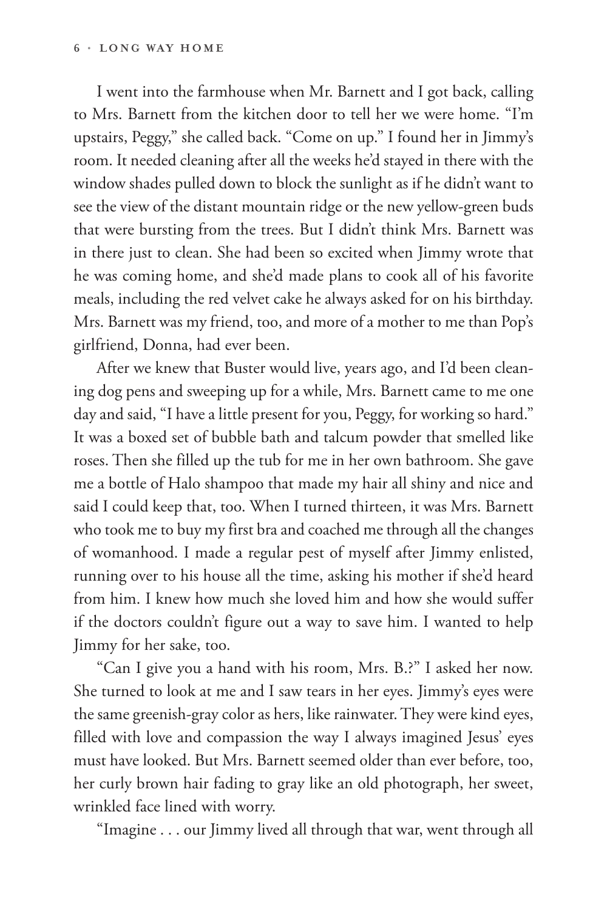I went into the farmhouse when Mr. Barnett and I got back, calling to Mrs. Barnett from the kitchen door to tell her we were home. "I'm upstairs, Peggy," she called back. "Come on up." I found her in Jimmy's room. It needed cleaning after all the weeks he'd stayed in there with the window shades pulled down to block the sunlight as if he didn't want to see the view of the distant mountain ridge or the new yellow-green buds that were bursting from the trees. But I didn't think Mrs. Barnett was in there just to clean. She had been so excited when Jimmy wrote that he was coming home, and she'd made plans to cook all of his favorite meals, including the red velvet cake he always asked for on his birthday. Mrs. Barnett was my friend, too, and more of a mother to me than Pop's girlfriend, Donna, had ever been.

After we knew that Buster would live, years ago, and I'd been cleaning dog pens and sweeping up for a while, Mrs. Barnett came to me one day and said, "I have a little present for you, Peggy, for working so hard." It was a boxed set of bubble bath and talcum powder that smelled like roses. Then she filled up the tub for me in her own bathroom. She gave me a bottle of Halo shampoo that made my hair all shiny and nice and said I could keep that, too. When I turned thirteen, it was Mrs. Barnett who took me to buy my first bra and coached me through all the changes of womanhood. I made a regular pest of myself after Jimmy enlisted, running over to his house all the time, asking his mother if she'd heard from him. I knew how much she loved him and how she would suffer if the doctors couldn't figure out a way to save him. I wanted to help Jimmy for her sake, too.

"Can I give you a hand with his room, Mrs. B.?" I asked her now. She turned to look at me and I saw tears in her eyes. Jimmy's eyes were the same greenish-gray color as hers, like rainwater. They were kind eyes, filled with love and compassion the way I always imagined Jesus' eyes must have looked. But Mrs. Barnett seemed older than ever before, too, her curly brown hair fading to gray like an old photograph, her sweet, wrinkled face lined with worry.

"Imagine . . . our Jimmy lived all through that war, went through all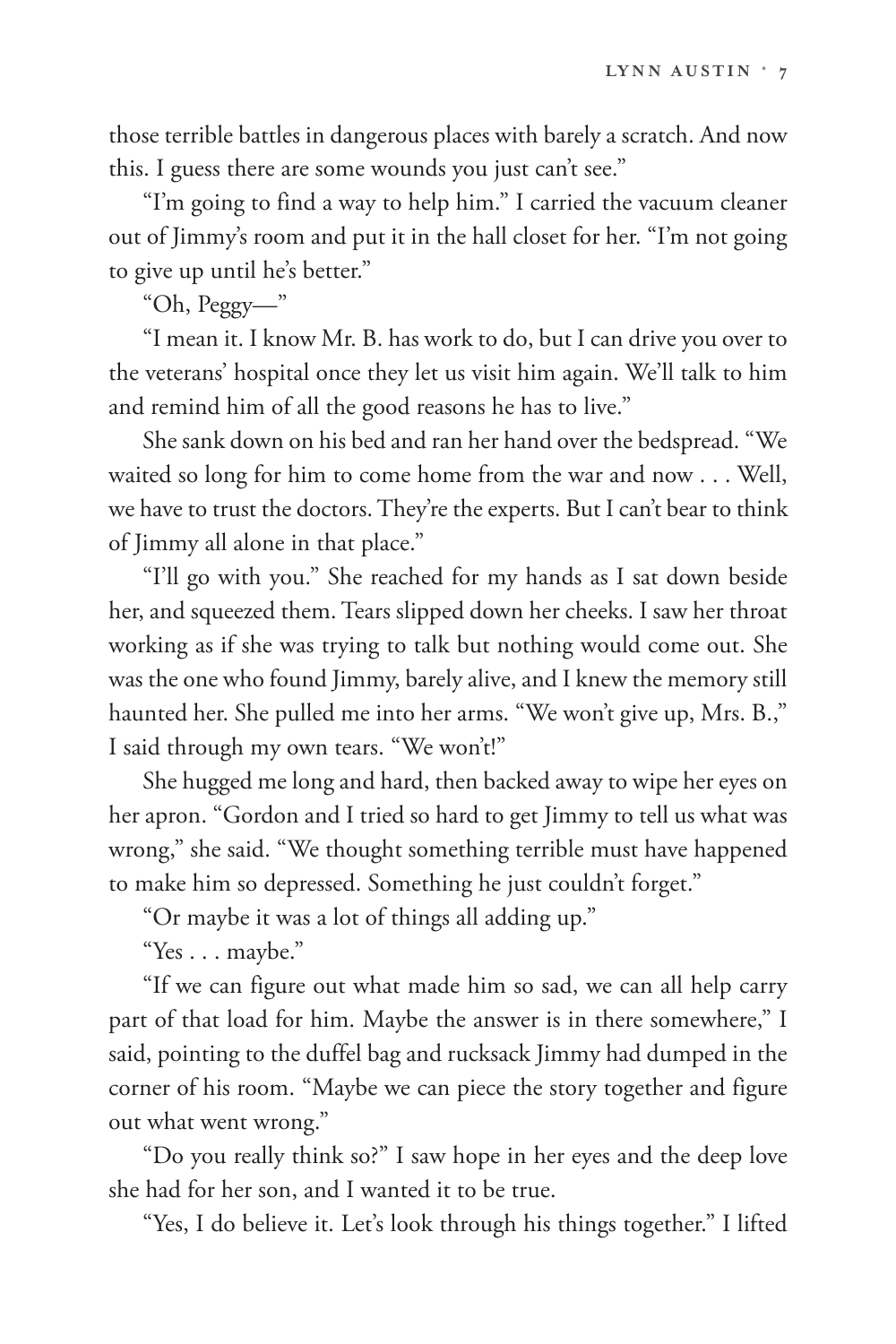those terrible battles in dangerous places with barely a scratch. And now this. I guess there are some wounds you just can't see."

"I'm going to find a way to help him." I carried the vacuum cleaner out of Jimmy's room and put it in the hall closet for her. "I'm not going to give up until he's better."

"Oh, Peggy—"

"I mean it. I know Mr. B. has work to do, but I can drive you over to the veterans' hospital once they let us visit him again. We'll talk to him and remind him of all the good reasons he has to live."

She sank down on his bed and ran her hand over the bedspread. "We waited so long for him to come home from the war and now . . . Well, we have to trust the doctors. They're the experts. But I can't bear to think of Jimmy all alone in that place."

"I'll go with you." She reached for my hands as I sat down beside her, and squeezed them. Tears slipped down her cheeks. I saw her throat working as if she was trying to talk but nothing would come out. She was the one who found Jimmy, barely alive, and I knew the memory still haunted her. She pulled me into her arms. "We won't give up, Mrs. B.," I said through my own tears. "We won't!"

She hugged me long and hard, then backed away to wipe her eyes on her apron. "Gordon and I tried so hard to get Jimmy to tell us what was wrong," she said. "We thought something terrible must have happened to make him so depressed. Something he just couldn't forget."

"Or maybe it was a lot of things all adding up."

"Yes . . . maybe."

"If we can figure out what made him so sad, we can all help carry part of that load for him. Maybe the answer is in there somewhere," I said, pointing to the duffel bag and rucksack Jimmy had dumped in the corner of his room. "Maybe we can piece the story together and figure out what went wrong."

"Do you really think so?" I saw hope in her eyes and the deep love she had for her son, and I wanted it to be true.

"Yes, I do believe it. Let's look through his things together." I lifted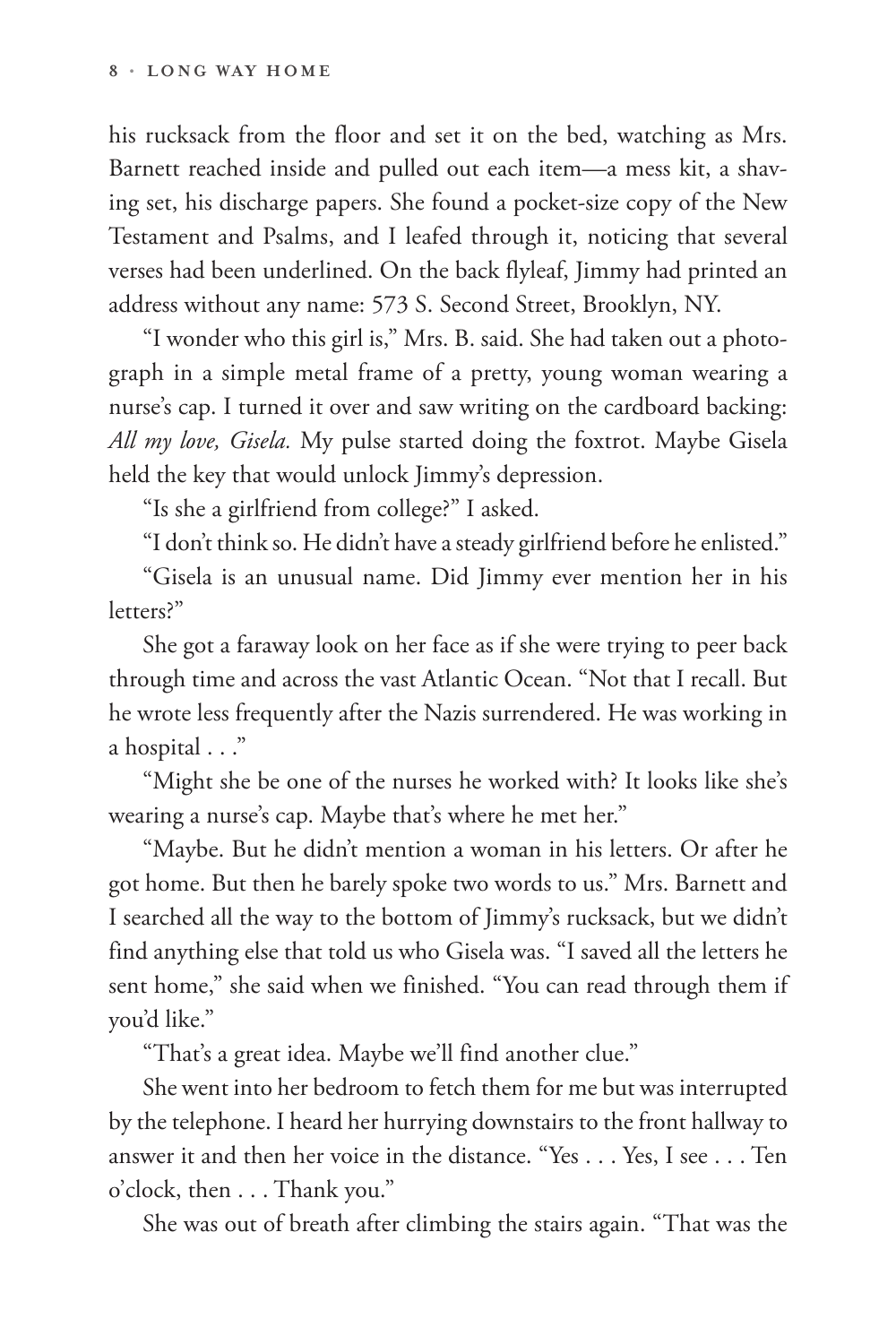his rucksack from the floor and set it on the bed, watching as Mrs. Barnett reached inside and pulled out each item—a mess kit, a shaving set, his discharge papers. She found a pocket-size copy of the New Testament and Psalms, and I leafed through it, noticing that several verses had been underlined. On the back flyleaf, Jimmy had printed an address without any name: 573 S. Second Street, Brooklyn, NY.

"I wonder who this girl is," Mrs. B. said. She had taken out a photograph in a simple metal frame of a pretty, young woman wearing a nurse's cap. I turned it over and saw writing on the cardboard backing: *All my love, Gisela.* My pulse started doing the foxtrot. Maybe Gisela held the key that would unlock Jimmy's depression.

"Is she a girlfriend from college?" I asked.

"I don't think so. He didn't have a steady girlfriend before he enlisted."

"Gisela is an unusual name. Did Jimmy ever mention her in his letters?"

She got a faraway look on her face as if she were trying to peer back through time and across the vast Atlantic Ocean. "Not that I recall. But he wrote less frequently after the Nazis surrendered. He was working in a hospital . . ."

"Might she be one of the nurses he worked with? It looks like she's wearing a nurse's cap. Maybe that's where he met her."

"Maybe. But he didn't mention a woman in his letters. Or after he got home. But then he barely spoke two words to us." Mrs. Barnett and I searched all the way to the bottom of Jimmy's rucksack, but we didn't find anything else that told us who Gisela was. "I saved all the letters he sent home," she said when we finished. "You can read through them if you'd like."

"That's a great idea. Maybe we'll find another clue."

She went into her bedroom to fetch them for me but was interrupted by the telephone. I heard her hurrying downstairs to the front hallway to answer it and then her voice in the distance. "Yes . . . Yes, I see . . . Ten o'clock, then . . . Thank you."

She was out of breath after climbing the stairs again. "That was the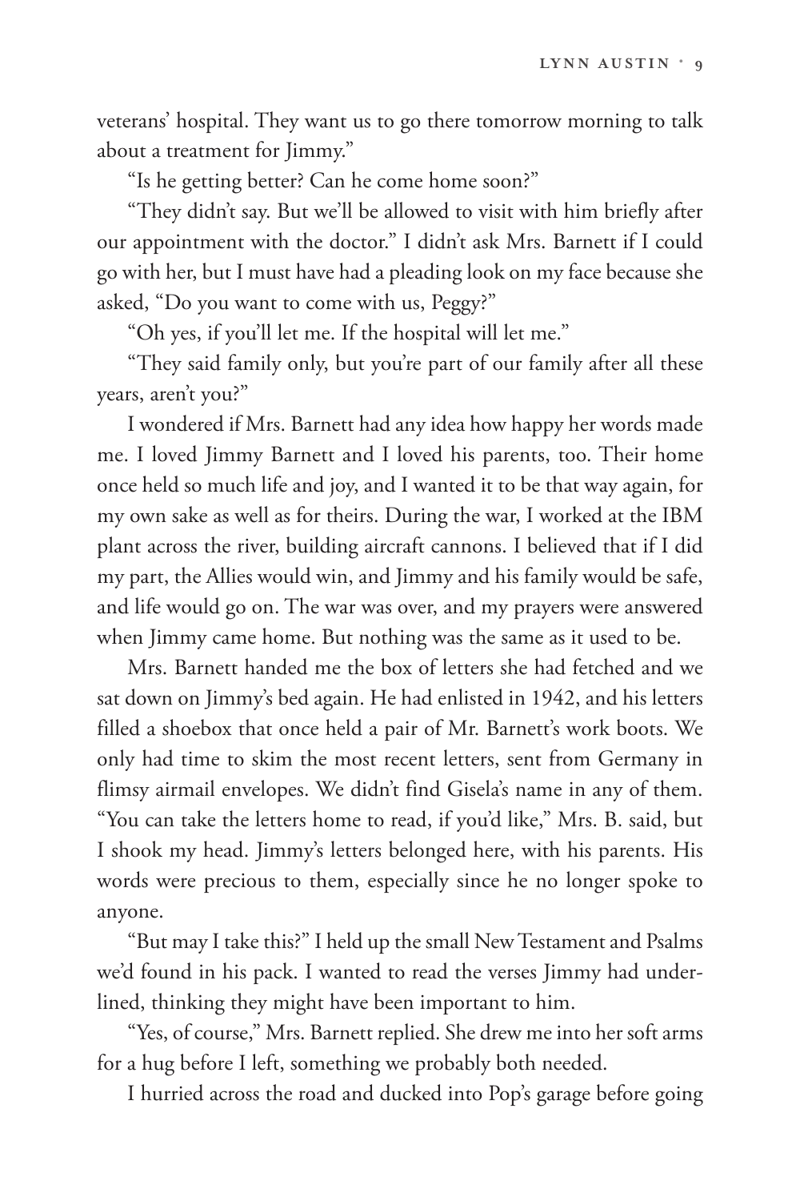veterans' hospital. They want us to go there tomorrow morning to talk about a treatment for Jimmy."

"Is he getting better? Can he come home soon?"

"They didn't say. But we'll be allowed to visit with him briefly after our appointment with the doctor." I didn't ask Mrs. Barnett if I could go with her, but I must have had a pleading look on my face because she asked, "Do you want to come with us, Peggy?"

"Oh yes, if you'll let me. If the hospital will let me."

"They said family only, but you're part of our family after all these years, aren't you?"

I wondered if Mrs. Barnett had any idea how happy her words made me. I loved Jimmy Barnett and I loved his parents, too. Their home once held so much life and joy, and I wanted it to be that way again, for my own sake as well as for theirs. During the war, I worked at the IBM plant across the river, building aircraft cannons. I believed that if I did my part, the Allies would win, and Jimmy and his family would be safe, and life would go on. The war was over, and my prayers were answered when Jimmy came home. But nothing was the same as it used to be.

Mrs. Barnett handed me the box of letters she had fetched and we sat down on Jimmy's bed again. He had enlisted in 1942, and his letters filled a shoebox that once held a pair of Mr. Barnett's work boots. We only had time to skim the most recent letters, sent from Germany in flimsy airmail envelopes. We didn't find Gisela's name in any of them. "You can take the letters home to read, if you'd like," Mrs. B. said, but I shook my head. Jimmy's letters belonged here, with his parents. His words were precious to them, especially since he no longer spoke to anyone.

"But may I take this?" I held up the small New Testament and Psalms we'd found in his pack. I wanted to read the verses Jimmy had underlined, thinking they might have been important to him.

"Yes, of course," Mrs. Barnett replied. She drew me into her soft arms for a hug before I left, something we probably both needed.

I hurried across the road and ducked into Pop's garage before going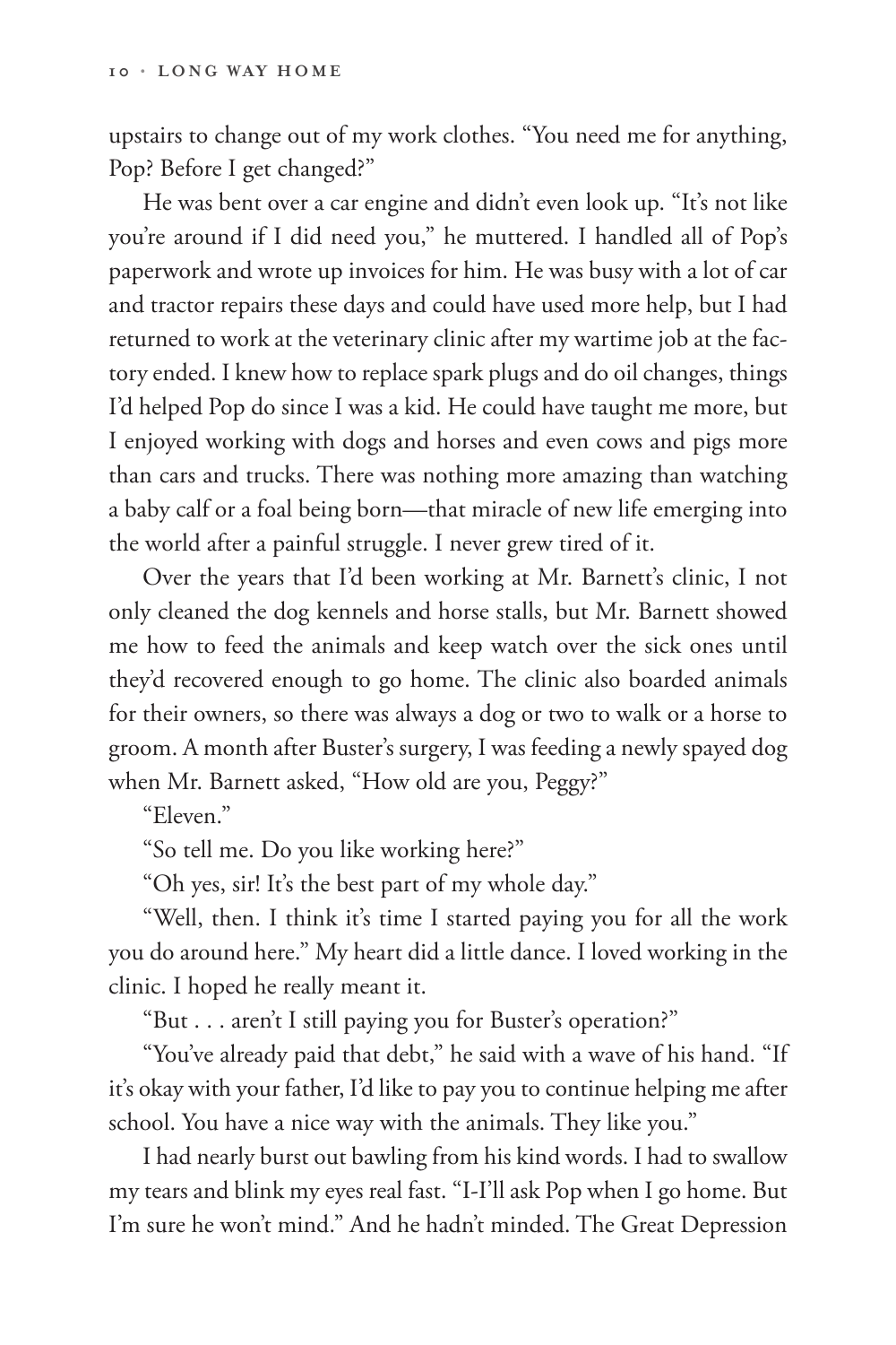upstairs to change out of my work clothes. "You need me for anything, Pop? Before I get changed?"

He was bent over a car engine and didn't even look up. "It's not like you're around if I did need you," he muttered. I handled all of Pop's paperwork and wrote up invoices for him. He was busy with a lot of car and tractor repairs these days and could have used more help, but I had returned to work at the veterinary clinic after my wartime job at the factory ended. I knew how to replace spark plugs and do oil changes, things I'd helped Pop do since I was a kid. He could have taught me more, but I enjoyed working with dogs and horses and even cows and pigs more than cars and trucks. There was nothing more amazing than watching a baby calf or a foal being born—that miracle of new life emerging into the world after a painful struggle. I never grew tired of it.

Over the years that I'd been working at Mr. Barnett's clinic, I not only cleaned the dog kennels and horse stalls, but Mr. Barnett showed me how to feed the animals and keep watch over the sick ones until they'd recovered enough to go home. The clinic also boarded animals for their owners, so there was always a dog or two to walk or a horse to groom. A month after Buster's surgery, I was feeding a newly spayed dog when Mr. Barnett asked, "How old are you, Peggy?"

"Eleven."

"So tell me. Do you like working here?"

"Oh yes, sir! It's the best part of my whole day."

"Well, then. I think it's time I started paying you for all the work you do around here." My heart did a little dance. I loved working in the clinic. I hoped he really meant it.

"But . . . aren't I still paying you for Buster's operation?"

"You've already paid that debt," he said with a wave of his hand. "If it's okay with your father, I'd like to pay you to continue helping me after school. You have a nice way with the animals. They like you."

I had nearly burst out bawling from his kind words. I had to swallow my tears and blink my eyes real fast. "I-I'll ask Pop when I go home. But I'm sure he won't mind." And he hadn't minded. The Great Depression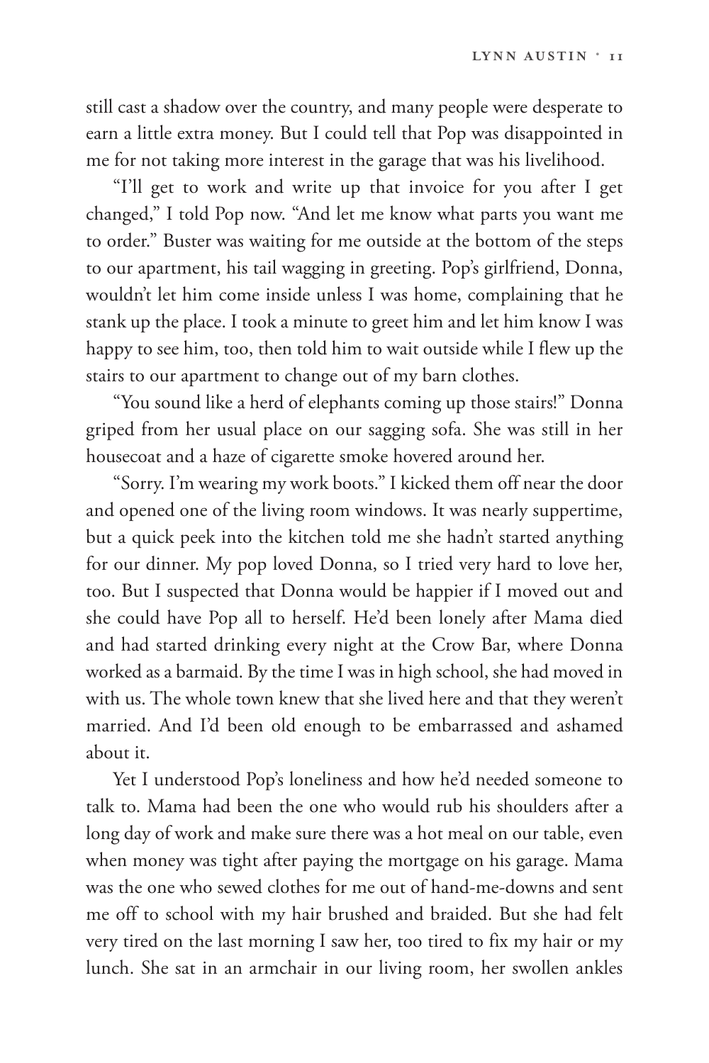still cast a shadow over the country, and many people were desperate to earn a little extra money. But I could tell that Pop was disappointed in me for not taking more interest in the garage that was his livelihood.

"I'll get to work and write up that invoice for you after I get changed," I told Pop now. "And let me know what parts you want me to order." Buster was waiting for me outside at the bottom of the steps to our apartment, his tail wagging in greeting. Pop's girlfriend, Donna, wouldn't let him come inside unless I was home, complaining that he stank up the place. I took a minute to greet him and let him know I was happy to see him, too, then told him to wait outside while I flew up the stairs to our apartment to change out of my barn clothes.

"You sound like a herd of elephants coming up those stairs!" Donna griped from her usual place on our sagging sofa. She was still in her housecoat and a haze of cigarette smoke hovered around her.

"Sorry. I'm wearing my work boots." I kicked them off near the door and opened one of the living room windows. It was nearly suppertime, but a quick peek into the kitchen told me she hadn't started anything for our dinner. My pop loved Donna, so I tried very hard to love her, too. But I suspected that Donna would be happier if I moved out and she could have Pop all to herself. He'd been lonely after Mama died and had started drinking every night at the Crow Bar, where Donna worked as a barmaid. By the time I was in high school, she had moved in with us. The whole town knew that she lived here and that they weren't married. And I'd been old enough to be embarrassed and ashamed about it.

Yet I understood Pop's loneliness and how he'd needed someone to talk to. Mama had been the one who would rub his shoulders after a long day of work and make sure there was a hot meal on our table, even when money was tight after paying the mortgage on his garage. Mama was the one who sewed clothes for me out of hand-me-downs and sent me off to school with my hair brushed and braided. But she had felt very tired on the last morning I saw her, too tired to fix my hair or my lunch. She sat in an armchair in our living room, her swollen ankles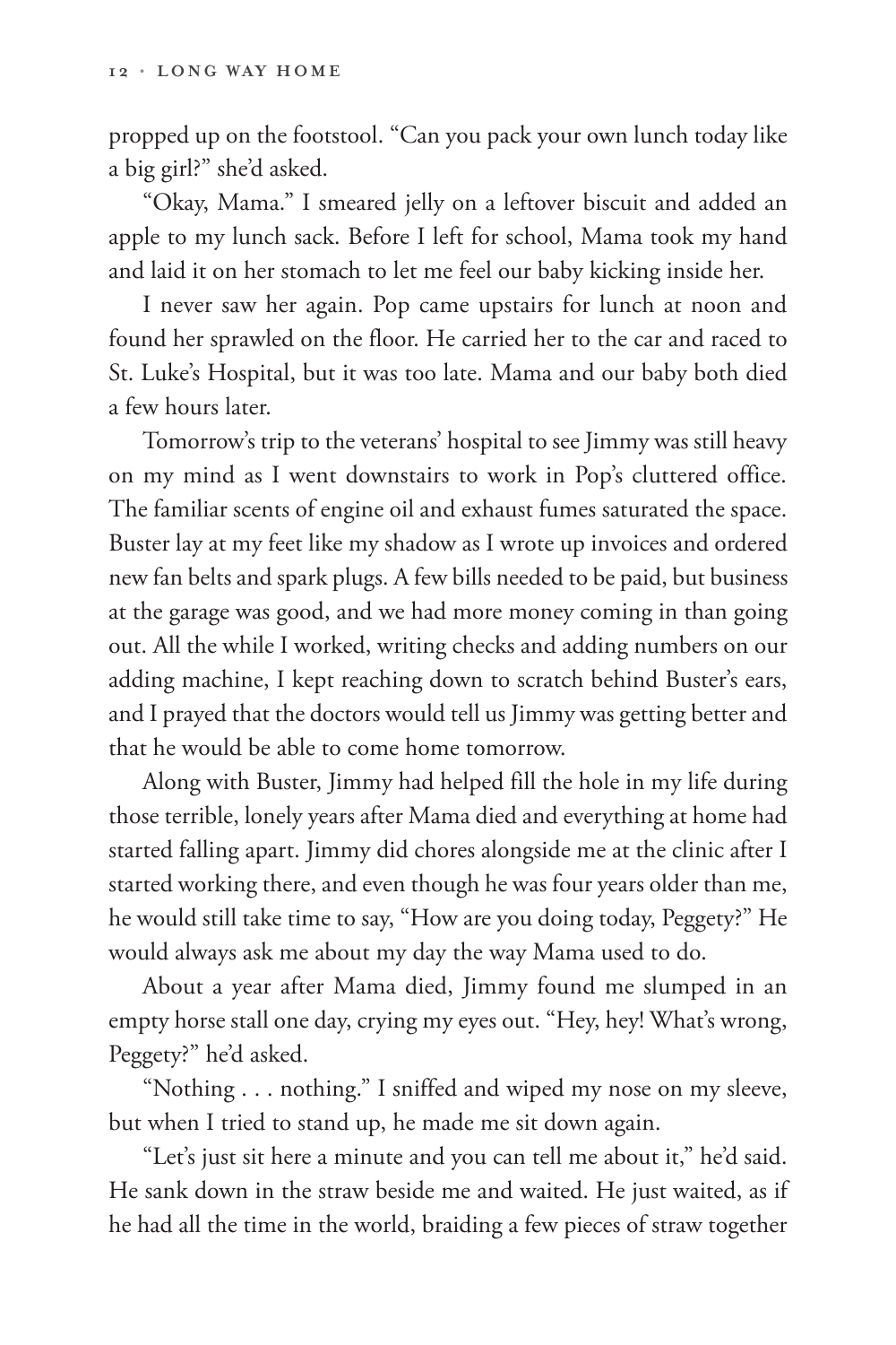propped up on the footstool. "Can you pack your own lunch today like a big girl?" she'd asked.

"Okay, Mama." I smeared jelly on a leftover biscuit and added an apple to my lunch sack. Before I left for school, Mama took my hand and laid it on her stomach to let me feel our baby kicking inside her.

I never saw her again. Pop came upstairs for lunch at noon and found her sprawled on the floor. He carried her to the car and raced to St. Luke's Hospital, but it was too late. Mama and our baby both died a few hours later.

Tomorrow's trip to the veterans' hospital to see Jimmy was still heavy on my mind as I went downstairs to work in Pop's cluttered office. The familiar scents of engine oil and exhaust fumes saturated the space. Buster lay at my feet like my shadow as I wrote up invoices and ordered new fan belts and spark plugs. A few bills needed to be paid, but business at the garage was good, and we had more money coming in than going out. All the while I worked, writing checks and adding numbers on our adding machine, I kept reaching down to scratch behind Buster's ears, and I prayed that the doctors would tell us Jimmy was getting better and that he would be able to come home tomorrow.

Along with Buster, Jimmy had helped fill the hole in my life during those terrible, lonely years after Mama died and everything at home had started falling apart. Jimmy did chores alongside me at the clinic after I started working there, and even though he was four years older than me, he would still take time to say, "How are you doing today, Peggety?" He would always ask me about my day the way Mama used to do.

About a year after Mama died, Jimmy found me slumped in an empty horse stall one day, crying my eyes out. "Hey, hey! What's wrong, Peggety?" he'd asked.

"Nothing . . . nothing." I sniffed and wiped my nose on my sleeve, but when I tried to stand up, he made me sit down again.

"Let's just sit here a minute and you can tell me about it," he'd said. He sank down in the straw beside me and waited. He just waited, as if he had all the time in the world, braiding a few pieces of straw together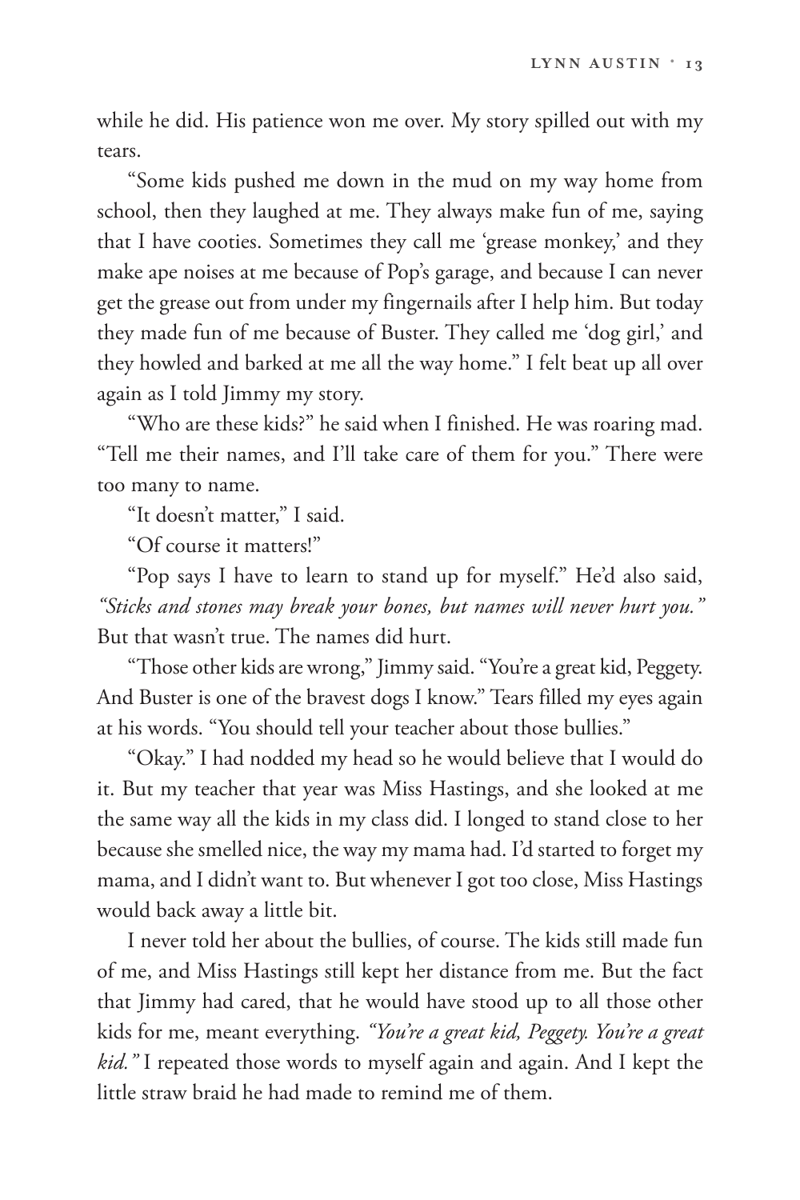while he did. His patience won me over. My story spilled out with my tears.

"Some kids pushed me down in the mud on my way home from school, then they laughed at me. They always make fun of me, saying that I have cooties. Sometimes they call me 'grease monkey,' and they make ape noises at me because of Pop's garage, and because I can never get the grease out from under my fingernails after I help him. But today they made fun of me because of Buster. They called me 'dog girl,' and they howled and barked at me all the way home." I felt beat up all over again as I told Jimmy my story.

"Who are these kids?" he said when I finished. He was roaring mad. "Tell me their names, and I'll take care of them for you." There were too many to name.

"It doesn't matter," I said.

"Of course it matters!"

"Pop says I have to learn to stand up for myself." He'd also said, *"Sticks and stones may break your bones, but names will never hurt you."* But that wasn't true. The names did hurt.

"Those other kids are wrong," Jimmy said. "You're a great kid, Peggety. And Buster is one of the bravest dogs I know." Tears filled my eyes again at his words. "You should tell your teacher about those bullies."

"Okay." I had nodded my head so he would believe that I would do it. But my teacher that year was Miss Hastings, and she looked at me the same way all the kids in my class did. I longed to stand close to her because she smelled nice, the way my mama had. I'd started to forget my mama, and I didn't want to. But whenever I got too close, Miss Hastings would back away a little bit.

I never told her about the bullies, of course. The kids still made fun of me, and Miss Hastings still kept her distance from me. But the fact that Jimmy had cared, that he would have stood up to all those other kids for me, meant everything. *"You're a great kid, Peggety. You're a great kid."* I repeated those words to myself again and again. And I kept the little straw braid he had made to remind me of them.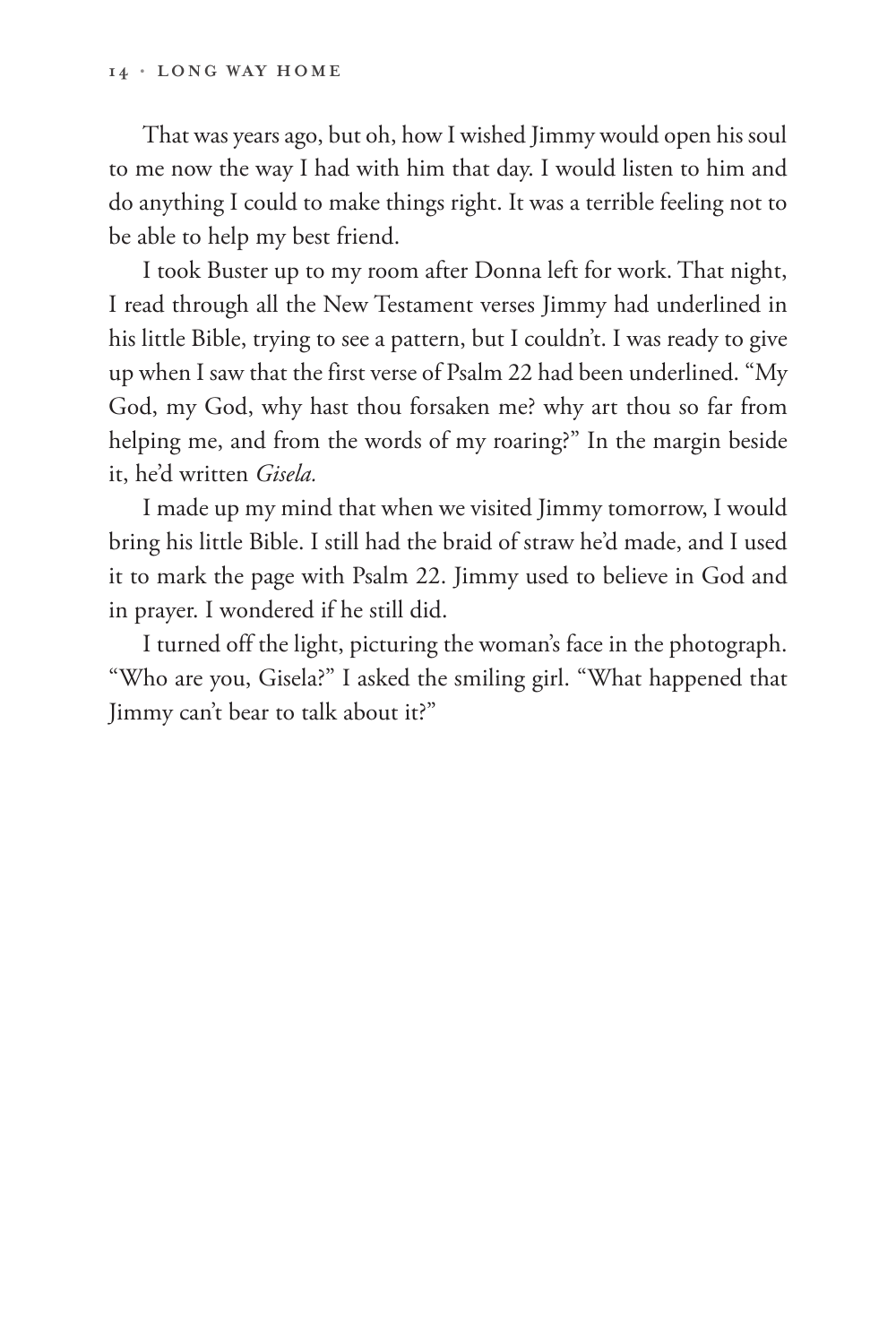That was years ago, but oh, how I wished Jimmy would open his soul to me now the way I had with him that day. I would listen to him and do anything I could to make things right. It was a terrible feeling not to be able to help my best friend.

I took Buster up to my room after Donna left for work. That night, I read through all the New Testament verses Jimmy had underlined in his little Bible, trying to see a pattern, but I couldn't. I was ready to give up when I saw that the first verse of Psalm 22 had been underlined. "My God, my God, why hast thou forsaken me? why art thou so far from helping me, and from the words of my roaring?" In the margin beside it, he'd written *Gisela.*

I made up my mind that when we visited Jimmy tomorrow, I would bring his little Bible. I still had the braid of straw he'd made, and I used it to mark the page with Psalm 22. Jimmy used to believe in God and in prayer. I wondered if he still did.

I turned off the light, picturing the woman's face in the photograph. "Who are you, Gisela?" I asked the smiling girl. "What happened that Jimmy can't bear to talk about it?"